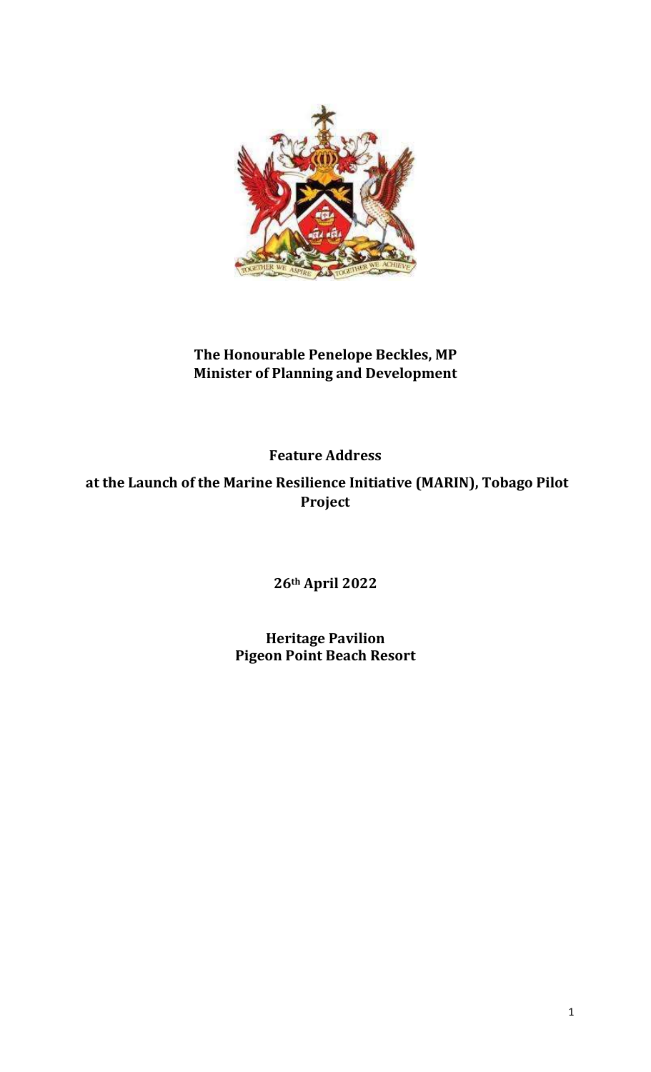**The Honourable Penelope Beckles, MP**
**Minister of Planning and Development**

**Feature Address**

**at the Launch of the Marine Resilience Initiative (MARIN), Tobago Pilot Project**

**26th April 2022**

**Heritage Pavilion**
**Pigeon Point Beach Resort**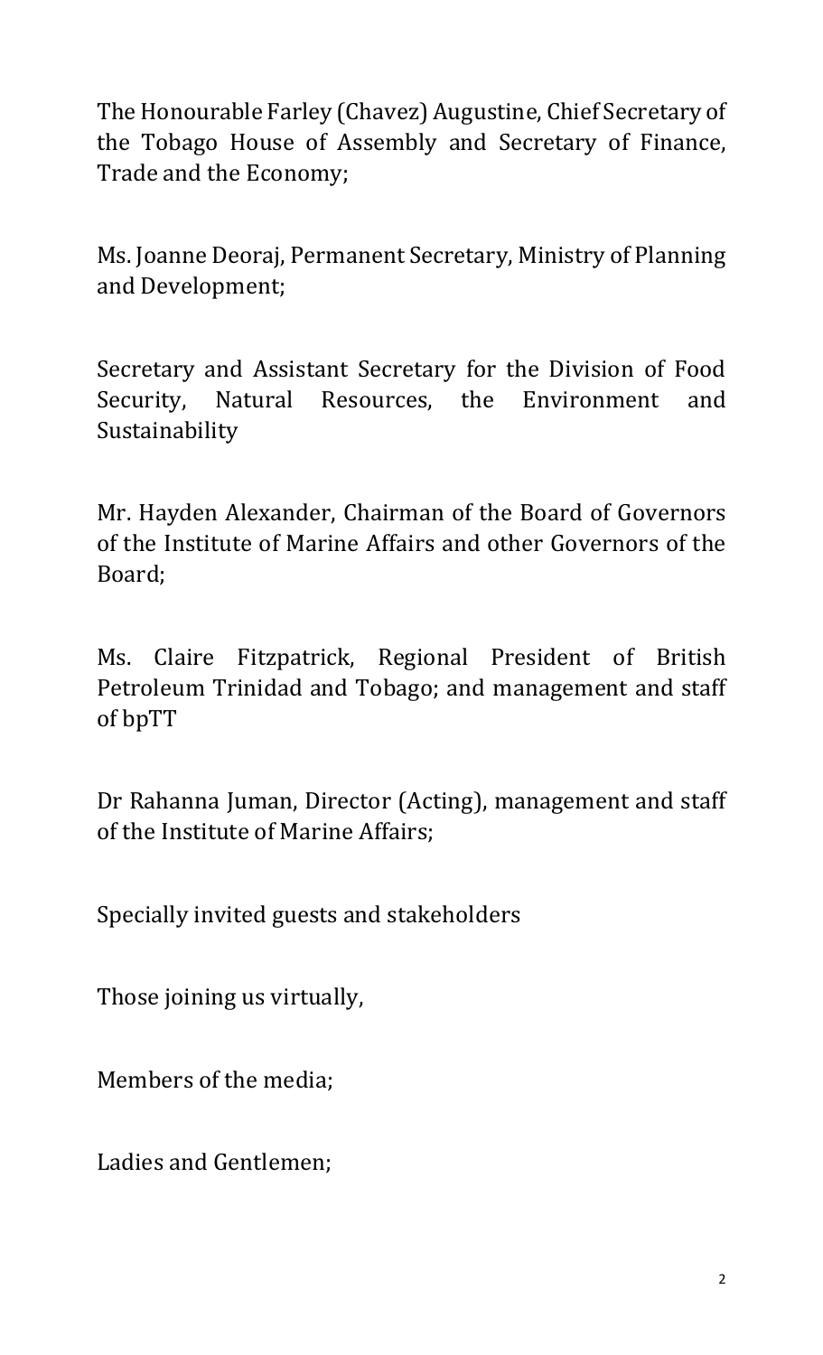The Honourable Farley (Chavez) Augustine, Chief Secretary of the Tobago House of Assembly and Secretary of Finance, Trade and the Economy;

Ms. Joanne Deoraj, Permanent Secretary, Ministry of Planning and Development;

Secretary and Assistant Secretary for the Division of Food Security, Natural Resources, the Environment and Sustainability

Mr. Hayden Alexander, Chairman of the Board of Governors of the Institute of Marine Affairs and other Governors of the Board;

Ms. Claire Fitzpatrick, Regional President of British Petroleum Trinidad and Tobago; and management and staff of bpTT

Dr Rahanna Juman, Director (Acting), management and staff of the Institute of Marine Affairs;

Specially invited guests and stakeholders

Those joining us virtually,

Members of the media;

Ladies and Gentlemen;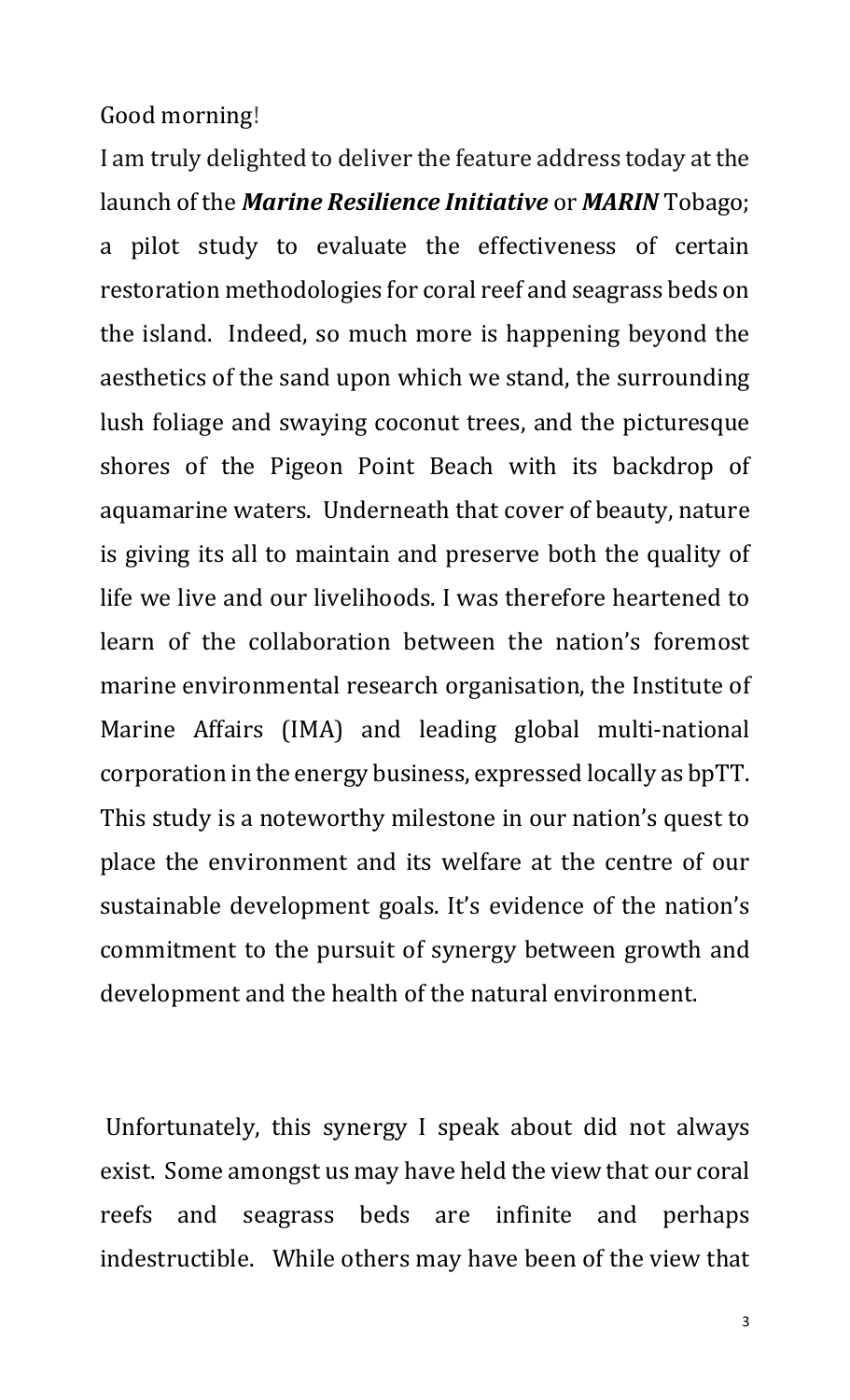Good morning!

I am truly delighted to deliver the feature address today at the launch of the ***Marine Resilience Initiative*** or ***MARIN*** Tobago; a pilot study to evaluate the effectiveness of certain restoration methodologies for coral reef and seagrass beds on the island. Indeed, so much more is happening beyond the aesthetics of the sand upon which we stand, the surrounding lush foliage and swaying coconut trees, and the picturesque shores of the Pigeon Point Beach with its backdrop of aquamarine waters. Underneath that cover of beauty, nature is giving its all to maintain and preserve both the quality of life we live and our livelihoods. I was therefore heartened to learn of the collaboration between the nation's foremost marine environmental research organisation, the Institute of Marine Affairs (IMA) and leading global multi-national corporation in the energy business, expressed locally as bpTT. This study is a noteworthy milestone in our nation's quest to place the environment and its welfare at the centre of our sustainable development goals. It's evidence of the nation's commitment to the pursuit of synergy between growth and development and the health of the natural environment.

Unfortunately, this synergy I speak about did not always exist. Some amongst us may have held the view that our coral reefs and seagrass beds are infinite and perhaps indestructible. While others may have been of the view that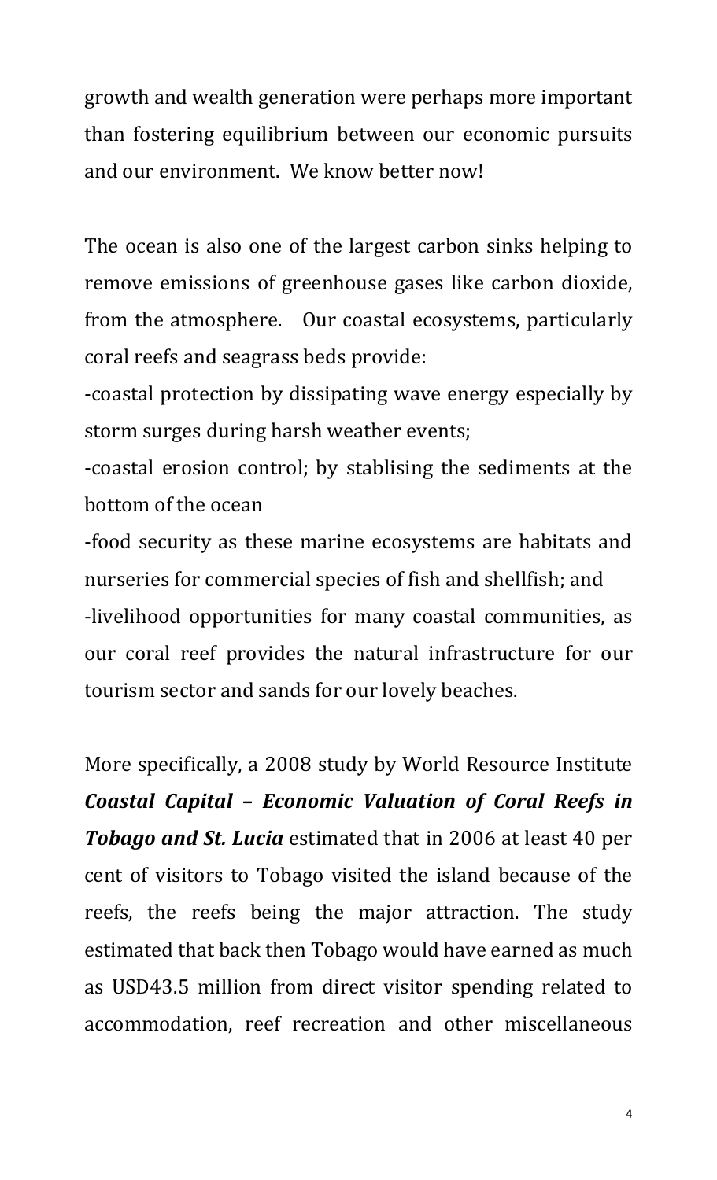growth and wealth generation were perhaps more important than fostering equilibrium between our economic pursuits and our environment. We know better now!

The ocean is also one of the largest carbon sinks helping to remove emissions of greenhouse gases like carbon dioxide, from the atmosphere. Our coastal ecosystems, particularly coral reefs and seagrass beds provide:

-coastal protection by dissipating wave energy especially by storm surges during harsh weather events;

-coastal erosion control; by stablising the sediments at the bottom of the ocean

-food security as these marine ecosystems are habitats and nurseries for commercial species of fish and shellfish; and

-livelihood opportunities for many coastal communities, as our coral reef provides the natural infrastructure for our tourism sector and sands for our lovely beaches.

More specifically, a 2008 study by World Resource Institute ***Coastal Capital – Economic Valuation of Coral Reefs in Tobago and St. Lucia*** estimated that in 2006 at least 40 per cent of visitors to Tobago visited the island because of the reefs, the reefs being the major attraction. The study estimated that back then Tobago would have earned as much as USD43.5 million from direct visitor spending related to accommodation, reef recreation and other miscellaneous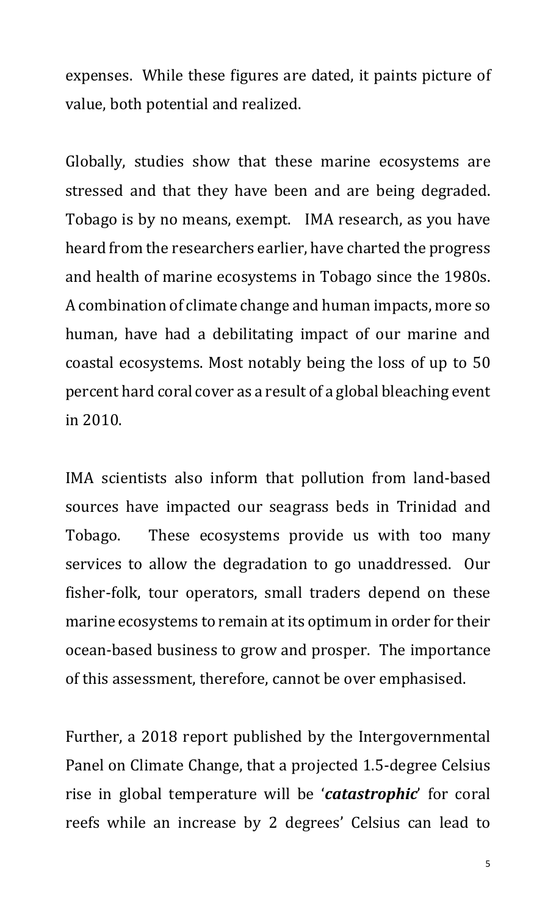expenses. While these figures are dated, it paints picture of value, both potential and realized.

Globally, studies show that these marine ecosystems are stressed and that they have been and are being degraded. Tobago is by no means, exempt. IMA research, as you have heard from the researchers earlier, have charted the progress and health of marine ecosystems in Tobago since the 1980s. A combination of climate change and human impacts, more so human, have had a debilitating impact of our marine and coastal ecosystems. Most notably being the loss of up to 50 percent hard coral cover as a result of a global bleaching event in 2010.

IMA scientists also inform that pollution from land-based sources have impacted our seagrass beds in Trinidad and Tobago. These ecosystems provide us with too many services to allow the degradation to go unaddressed. Our fisher-folk, tour operators, small traders depend on these marine ecosystems to remain at its optimum in order for their ocean-based business to grow and prosper. The importance of this assessment, therefore, cannot be over emphasised.

Further, a 2018 report published by the Intergovernmental Panel on Climate Change, that a projected 1.5-degree Celsius rise in global temperature will be '***catastrophic***' for coral reefs while an increase by 2 degrees' Celsius can lead to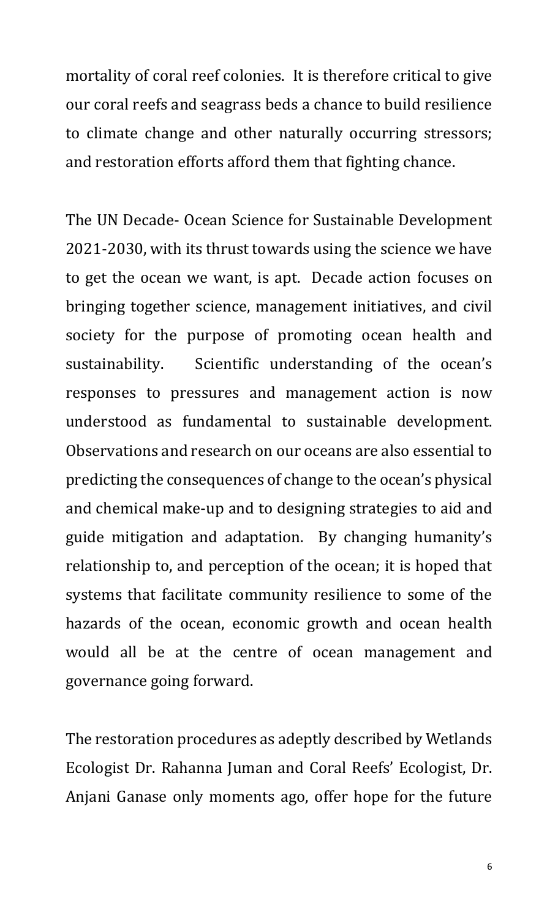mortality of coral reef colonies. It is therefore critical to give our coral reefs and seagrass beds a chance to build resilience to climate change and other naturally occurring stressors; and restoration efforts afford them that fighting chance.

The UN Decade- Ocean Science for Sustainable Development 2021-2030, with its thrust towards using the science we have to get the ocean we want, is apt. Decade action focuses on bringing together science, management initiatives, and civil society for the purpose of promoting ocean health and sustainability. Scientific understanding of the ocean's responses to pressures and management action is now understood as fundamental to sustainable development. Observations and research on our oceans are also essential to predicting the consequences of change to the ocean's physical and chemical make-up and to designing strategies to aid and guide mitigation and adaptation. By changing humanity's relationship to, and perception of the ocean; it is hoped that systems that facilitate community resilience to some of the hazards of the ocean, economic growth and ocean health would all be at the centre of ocean management and governance going forward.

The restoration procedures as adeptly described by Wetlands Ecologist Dr. Rahanna Juman and Coral Reefs' Ecologist, Dr. Anjani Ganase only moments ago, offer hope for the future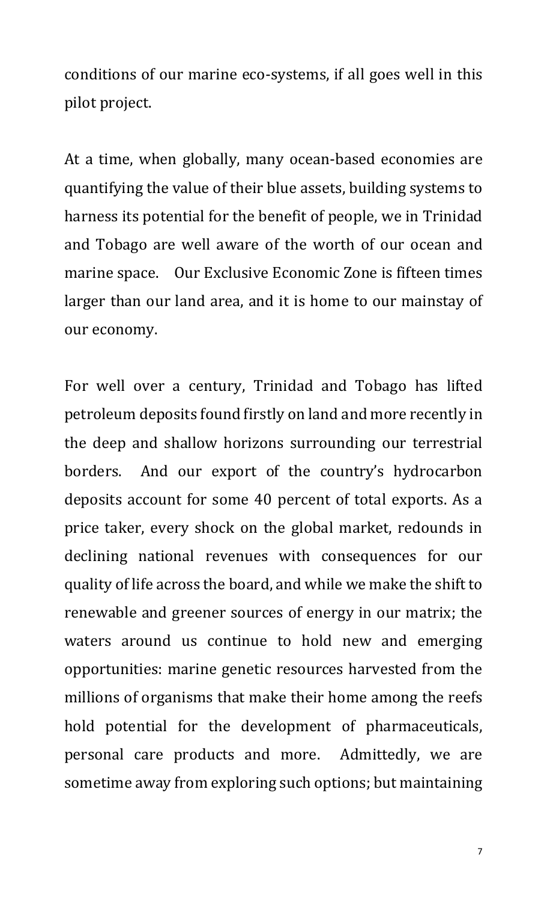conditions of our marine eco-systems, if all goes well in this pilot project.

At a time, when globally, many ocean-based economies are quantifying the value of their blue assets, building systems to harness its potential for the benefit of people, we in Trinidad and Tobago are well aware of the worth of our ocean and marine space. Our Exclusive Economic Zone is fifteen times larger than our land area, and it is home to our mainstay of our economy.

For well over a century, Trinidad and Tobago has lifted petroleum deposits found firstly on land and more recently in the deep and shallow horizons surrounding our terrestrial borders. And our export of the country's hydrocarbon deposits account for some 40 percent of total exports. As a price taker, every shock on the global market, redounds in declining national revenues with consequences for our quality of life across the board, and while we make the shift to renewable and greener sources of energy in our matrix; the waters around us continue to hold new and emerging opportunities: marine genetic resources harvested from the millions of organisms that make their home among the reefs hold potential for the development of pharmaceuticals, personal care products and more. Admittedly, we are sometime away from exploring such options; but maintaining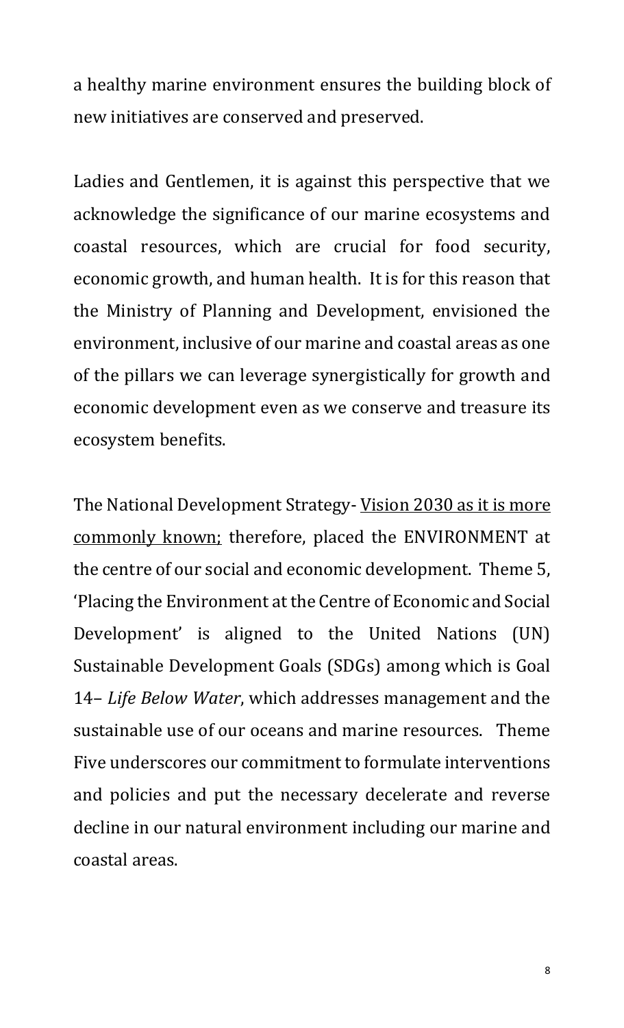a healthy marine environment ensures the building block of new initiatives are conserved and preserved.

Ladies and Gentlemen, it is against this perspective that we acknowledge the significance of our marine ecosystems and coastal resources, which are crucial for food security, economic growth, and human health. It is for this reason that the Ministry of Planning and Development, envisioned the environment, inclusive of our marine and coastal areas as one of the pillars we can leverage synergistically for growth and economic development even as we conserve and treasure its ecosystem benefits.

The National Development Strategy- <u>Vision 2030 as it is more commonly known;</u> therefore, placed the ENVIRONMENT at the centre of our social and economic development. Theme 5, 'Placing the Environment at the Centre of Economic and Social Development' is aligned to the United Nations (UN) Sustainable Development Goals (SDGs) among which is Goal 14– *Life Below Water*, which addresses management and the sustainable use of our oceans and marine resources. Theme Five underscores our commitment to formulate interventions and policies and put the necessary decelerate and reverse decline in our natural environment including our marine and coastal areas.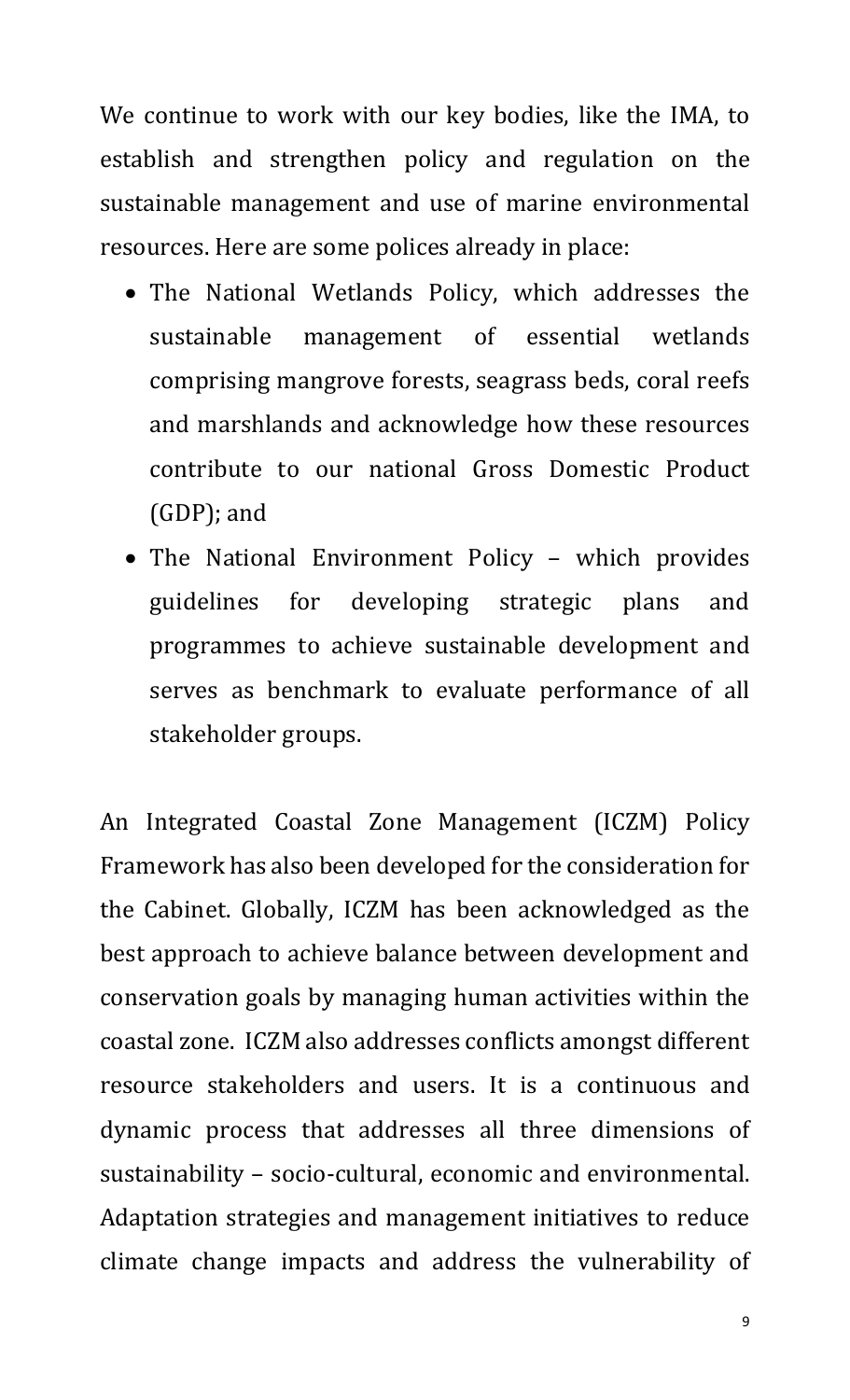We continue to work with our key bodies, like the IMA, to establish and strengthen policy and regulation on the sustainable management and use of marine environmental resources. Here are some polices already in place:

- The National Wetlands Policy, which addresses the sustainable management of essential wetlands comprising mangrove forests, seagrass beds, coral reefs and marshlands and acknowledge how these resources contribute to our national Gross Domestic Product (GDP); and
- The National Environment Policy – which provides guidelines for developing strategic plans and programmes to achieve sustainable development and serves as benchmark to evaluate performance of all stakeholder groups.

An Integrated Coastal Zone Management (ICZM) Policy Framework has also been developed for the consideration for the Cabinet. Globally, ICZM has been acknowledged as the best approach to achieve balance between development and conservation goals by managing human activities within the coastal zone. ICZM also addresses conflicts amongst different resource stakeholders and users. It is a continuous and dynamic process that addresses all three dimensions of sustainability – socio-cultural, economic and environmental. Adaptation strategies and management initiatives to reduce climate change impacts and address the vulnerability of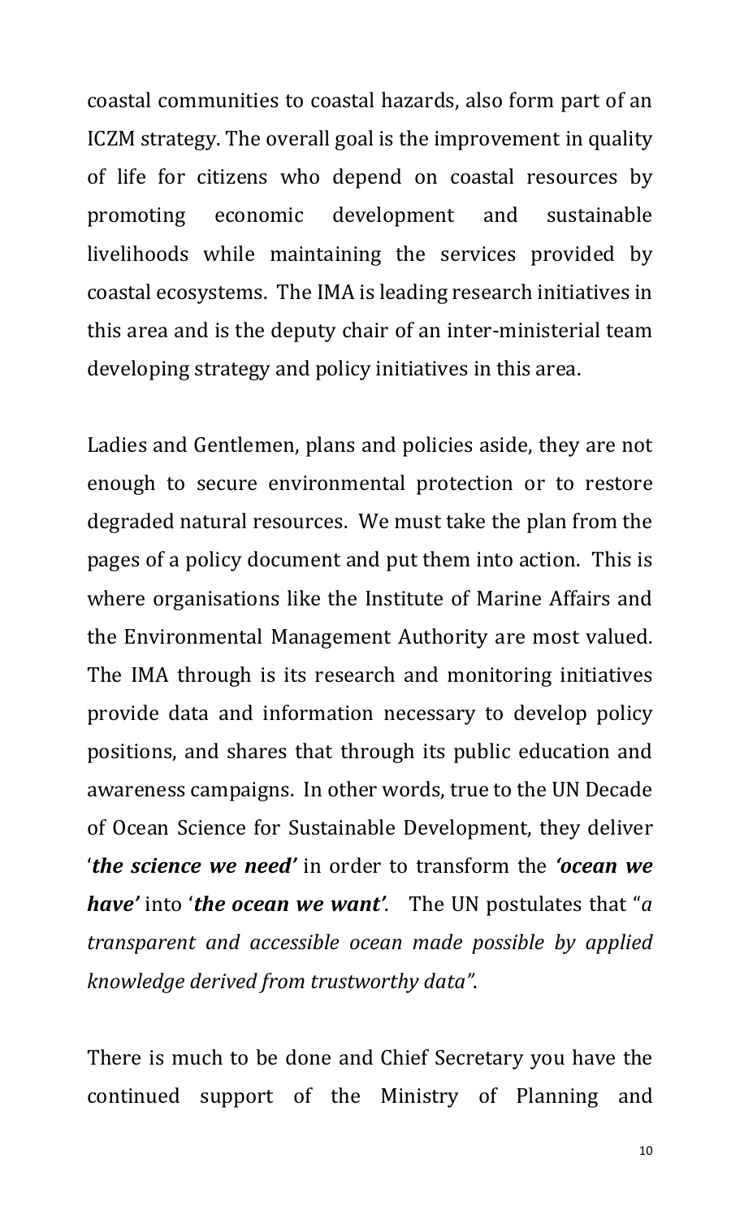coastal communities to coastal hazards, also form part of an ICZM strategy. The overall goal is the improvement in quality of life for citizens who depend on coastal resources by promoting economic development and sustainable livelihoods while maintaining the services provided by coastal ecosystems. The IMA is leading research initiatives in this area and is the deputy chair of an inter-ministerial team developing strategy and policy initiatives in this area.

Ladies and Gentlemen, plans and policies aside, they are not enough to secure environmental protection or to restore degraded natural resources. We must take the plan from the pages of a policy document and put them into action. This is where organisations like the Institute of Marine Affairs and the Environmental Management Authority are most valued. The IMA through is its research and monitoring initiatives provide data and information necessary to develop policy positions, and shares that through its public education and awareness campaigns. In other words, true to the UN Decade of Ocean Science for Sustainable Development, they deliver '***the science we need'*** in order to transform the ***'ocean we have'*** into '***the ocean we want'***. The UN postulates that "*a transparent and accessible ocean made possible by applied knowledge derived from trustworthy data".*

There is much to be done and Chief Secretary you have the continued support of the Ministry of Planning and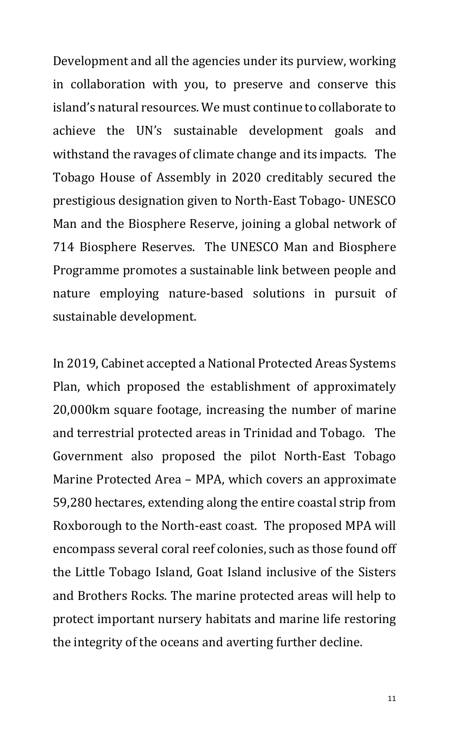Development and all the agencies under its purview, working in collaboration with you, to preserve and conserve this island's natural resources. We must continue to collaborate to achieve the UN's sustainable development goals and withstand the ravages of climate change and its impacts. The Tobago House of Assembly in 2020 creditably secured the prestigious designation given to North-East Tobago- UNESCO Man and the Biosphere Reserve, joining a global network of 714 Biosphere Reserves. The UNESCO Man and Biosphere Programme promotes a sustainable link between people and nature employing nature-based solutions in pursuit of sustainable development.

In 2019, Cabinet accepted a National Protected Areas Systems Plan, which proposed the establishment of approximately 20,000km square footage, increasing the number of marine and terrestrial protected areas in Trinidad and Tobago. The Government also proposed the pilot North-East Tobago Marine Protected Area – MPA, which covers an approximate 59,280 hectares, extending along the entire coastal strip from Roxborough to the North-east coast. The proposed MPA will encompass several coral reef colonies, such as those found off the Little Tobago Island, Goat Island inclusive of the Sisters and Brothers Rocks. The marine protected areas will help to protect important nursery habitats and marine life restoring the integrity of the oceans and averting further decline.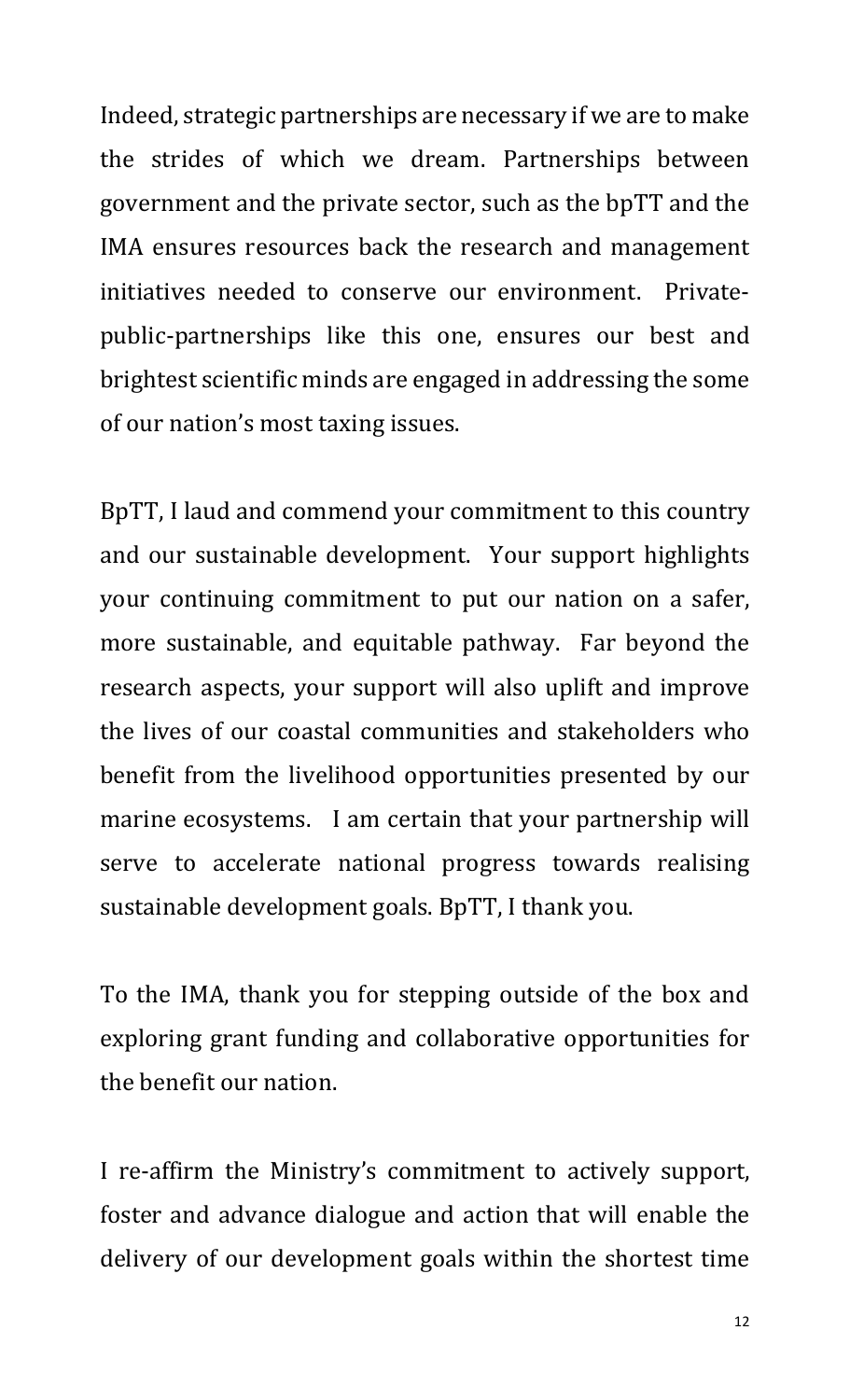Indeed, strategic partnerships are necessary if we are to make the strides of which we dream. Partnerships between government and the private sector, such as the bpTT and the IMA ensures resources back the research and management initiatives needed to conserve our environment. Private-public-partnerships like this one, ensures our best and brightest scientific minds are engaged in addressing the some of our nation's most taxing issues.

BpTT, I laud and commend your commitment to this country and our sustainable development. Your support highlights your continuing commitment to put our nation on a safer, more sustainable, and equitable pathway. Far beyond the research aspects, your support will also uplift and improve the lives of our coastal communities and stakeholders who benefit from the livelihood opportunities presented by our marine ecosystems. I am certain that your partnership will serve to accelerate national progress towards realising sustainable development goals. BpTT, I thank you.

To the IMA, thank you for stepping outside of the box and exploring grant funding and collaborative opportunities for the benefit our nation.

I re-affirm the Ministry's commitment to actively support, foster and advance dialogue and action that will enable the delivery of our development goals within the shortest time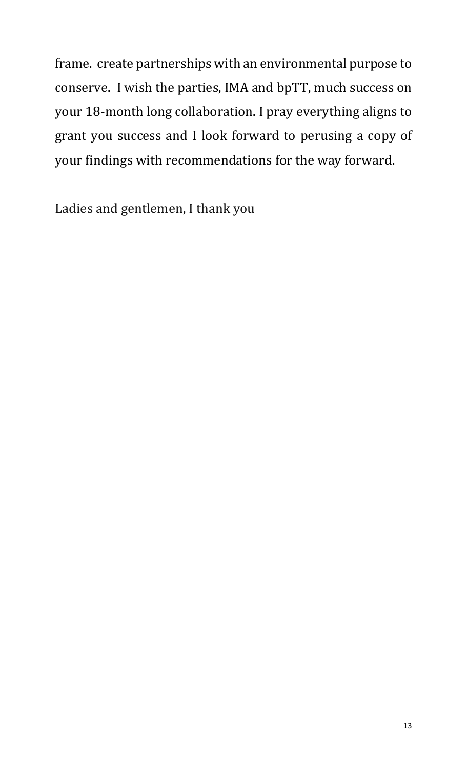frame. create partnerships with an environmental purpose to conserve. I wish the parties, IMA and bpTT, much success on your 18-month long collaboration. I pray everything aligns to grant you success and I look forward to perusing a copy of your findings with recommendations for the way forward.

Ladies and gentlemen, I thank you